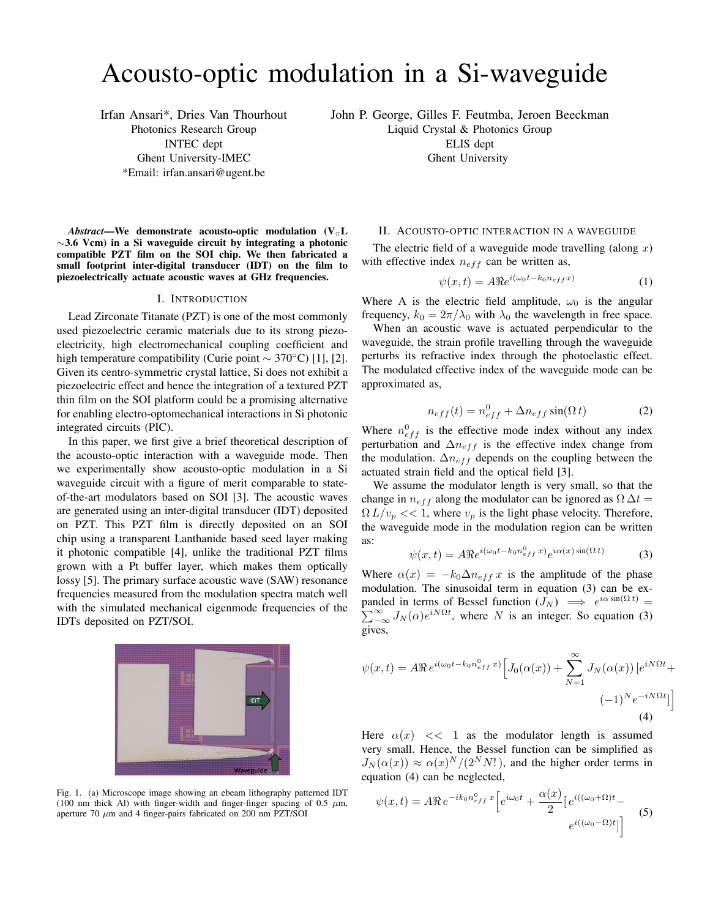# Acousto-optic modulation in a Si-waveguide

Irfan Ansari*, Dries Van Thourhout
Photonics Research Group
INTEC dept
Ghent University-IMEC
*Email: irfan.ansari@ugent.be

John P. George, Gilles F. Feutmba, Jeroen Beeckman
Liquid Crystal & Photonics Group
ELIS dept
Ghent University

***Abstract*—We demonstrate acousto-optic modulation ($V_\pi L$ ~3.6 Vcm) in a Si waveguide circuit by integrating a photonic compatible PZT film on the SOI chip. We then fabricated a small footprint inter-digital transducer (IDT) on the film to piezoelectrically actuate acoustic waves at GHz frequencies.**

## I. Introduction

Lead Zirconate Titanate (PZT) is one of the most commonly used piezoelectric ceramic materials due to its strong piezoelectricity, high electromechanical coupling coefficient and high temperature compatibility (Curie point ~ 370°C) [1], [2]. Given its centro-symmetric crystal lattice, Si does not exhibit a piezoelectric effect and hence the integration of a textured PZT thin film on the SOI platform could be a promising alternative for enabling electro-optomechanical interactions in Si photonic integrated circuits (PIC).

In this paper, we first give a brief theoretical description of the acousto-optic interaction with a waveguide mode. Then we experimentally show acousto-optic modulation in a Si waveguide circuit with a figure of merit comparable to state-of-the-art modulators based on SOI [3]. The acoustic waves are generated using an inter-digital transducer (IDT) deposited on PZT. This PZT film is directly deposited on an SOI chip using a transparent Lanthanide based seed layer making it photonic compatible [4], unlike the traditional PZT films grown with a Pt buffer layer, which makes them optically lossy [5]. The primary surface acoustic wave (SAW) resonance frequencies measured from the modulation spectra match well with the simulated mechanical eigenmode frequencies of the IDTs deposited on PZT/SOI.

Fig. 1. (a) Microscope image showing an ebeam lithography patterned IDT (100 nm thick Al) with finger-width and finger-finger spacing of 0.5 $\mu$m, aperture 70 $\mu$m and 4 finger-pairs fabricated on 200 nm PZT/SOI

## II. Acousto-optic interaction in a waveguide

The electric field of a waveguide mode travelling (along $x$) with effective index $n_{eff}$ can be written as,

$$\psi(x,t) = A\Re e^{i(\omega_0 t - k_0 n_{eff} x)} \tag{1}$$

Where A is the electric field amplitude, $\omega_0$ is the angular frequency, $k_0 = 2\pi/\lambda_0$ with $\lambda_0$ the wavelength in free space.

When an acoustic wave is actuated perpendicular to the waveguide, the strain profile travelling through the waveguide perturbs its refractive index through the photoelastic effect. The modulated effective index of the waveguide mode can be approximated as,

$$n_{eff}(t) = n^0_{eff} + \Delta n_{eff}\sin(\Omega\, t) \tag{2}$$

Where $n^0_{eff}$ is the effective mode index without any index perturbation and $\Delta n_{eff}$ is the effective index change from the modulation. $\Delta n_{eff}$ depends on the coupling between the actuated strain field and the optical field [3].

We assume the modulator length is very small, so that the change in $n_{eff}$ along the modulator can be ignored as $\Omega\,\Delta t = \Omega\, L/v_p << 1$, where $v_p$ is the light phase velocity. Therefore, the waveguide mode in the modulation region can be written as:

$$\psi(x,t) = A\Re e^{i(\omega_0 t - k_0 n^0_{eff} x)} e^{i\alpha(x)\sin(\Omega\, t)} \tag{3}$$

Where $\alpha(x) = -k_0 \Delta n_{eff}\, x$ is the amplitude of the phase modulation. The sinusoidal term in equation (3) can be expanded in terms of Bessel function ($J_N$) $\implies$ $e^{i\alpha\sin(\Omega\, t)} = \sum_{-\infty}^{\infty} J_N(\alpha) e^{iN\Omega t}$, where $N$ is an integer. So equation (3) gives,

$$\psi(x,t) = A\Re\, e^{i(\omega_0 t - k_0 n^0_{eff} x)}\Big[J_0(\alpha(x)) + \sum_{N=1}^{\infty} J_N(\alpha(x))\,[e^{iN\Omega t} + (-1)^N e^{-iN\Omega t}]\Big] \tag{4}$$

Here $\alpha(x) << 1$ as the modulator length is assumed very small. Hence, the Bessel function can be simplified as $J_N(\alpha(x)) \approx \alpha(x)^N/(2^N N!)$, and the higher order terms in equation (4) can be neglected,

$$\psi(x,t) = A\Re\, e^{-ik_0 n^0_{eff} x}\Big[e^{i\omega_0 t} + \frac{\alpha(x)}{2}\big[e^{i((\omega_0+\Omega)t} - e^{i((\omega_0-\Omega)t}\big]\Big] \tag{5}$$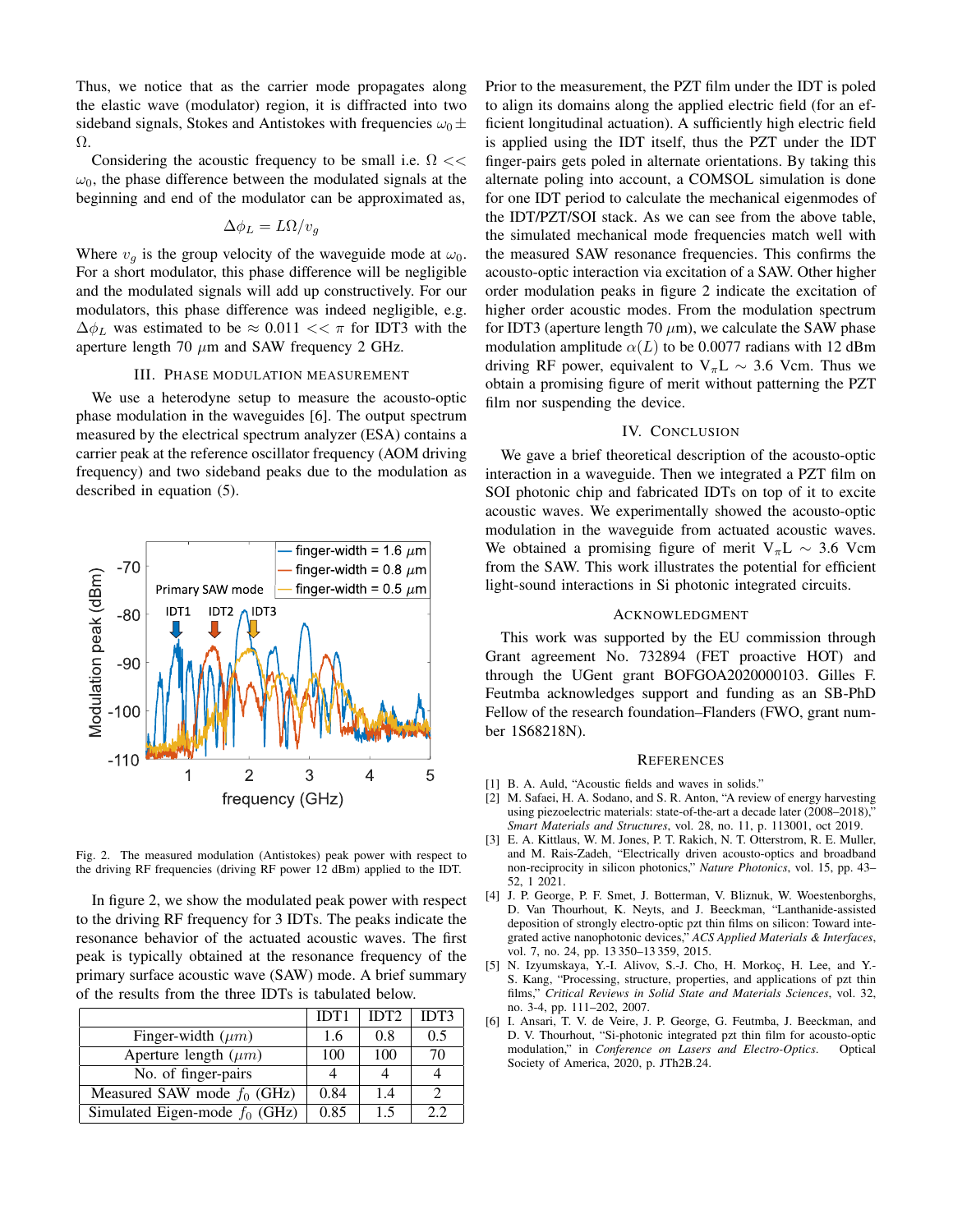Thus, we notice that as the carrier mode propagates along the elastic wave (modulator) region, it is diffracted into two sideband signals, Stokes and Antistokes with frequencies $\omega_0 \pm \Omega$.

Considering the acoustic frequency to be small i.e. $\Omega << \omega_0$, the phase difference between the modulated signals at the beginning and end of the modulator can be approximated as,

$$\Delta\phi_L = L\Omega / v_g$$

Where $v_g$ is the group velocity of the waveguide mode at $\omega_0$. For a short modulator, this phase difference will be negligible and the modulated signals will add up constructively. For our modulators, this phase difference was indeed negligible, e.g. $\Delta\phi_L$ was estimated to be $\approx 0.011 << \pi$ for IDT3 with the aperture length 70 $\mu$m and SAW frequency 2 GHz.

## III. Phase Modulation Measurement

We use a heterodyne setup to measure the acousto-optic phase modulation in the waveguides [6]. The output spectrum measured by the electrical spectrum analyzer (ESA) contains a carrier peak at the reference oscillator frequency (AOM driving frequency) and two sideband peaks due to the modulation as described in equation (5).

Modulation peak (dBm)
-70
-80
-90
-100
-110
1
2
3
4
5
frequency (GHz)
finger-width = 1.6 $\mu$m
finger-width = 0.8 $\mu$m
finger-width = 0.5 $\mu$m
Primary SAW mode
IDT1
IDT2
IDT3

Fig. 2. The measured modulation (Antistokes) peak power with respect to the driving RF frequencies (driving RF power 12 dBm) applied to the IDT.

In figure 2, we show the modulated peak power with respect to the driving RF frequency for 3 IDTs. The peaks indicate the resonance behavior of the actuated acoustic waves. The first peak is typically obtained at the resonance frequency of the primary surface acoustic wave (SAW) mode. A brief summary of the results from the three IDTs is tabulated below.

| | IDT1 | IDT2 | IDT3 |
|---|---|---|---|
| Finger-width ($\mu m$) | 1.6 | 0.8 | 0.5 |
| Aperture length ($\mu m$) | 100 | 100 | 70 |
| No. of finger-pairs | 4 | 4 | 4 |
| Measured SAW mode $f_0$ (GHz) | 0.84 | 1.4 | 2 |
| Simulated Eigen-mode $f_0$ (GHz) | 0.85 | 1.5 | 2.2 |

Prior to the measurement, the PZT film under the IDT is poled to align its domains along the applied electric field (for an efficient longitudinal actuation). A sufficiently high electric field is applied using the IDT itself, thus the PZT under the IDT finger-pairs gets poled in alternate orientations. By taking this alternate poling into account, a COMSOL simulation is done for one IDT period to calculate the mechanical eigenmodes of the IDT/PZT/SOI stack. As we can see from the above table, the simulated mechanical mode frequencies match well with the measured SAW resonance frequencies. This confirms the acousto-optic interaction via excitation of a SAW. Other higher order modulation peaks in figure 2 indicate the excitation of higher order acoustic modes. From the modulation spectrum for IDT3 (aperture length 70 $\mu$m), we calculate the SAW phase modulation amplitude $\alpha(L)$ to be 0.0077 radians with 12 dBm driving RF power, equivalent to $V_\pi L \sim 3.6$ Vcm. Thus we obtain a promising figure of merit without patterning the PZT film nor suspending the device.

## IV. Conclusion

We gave a brief theoretical description of the acousto-optic interaction in a waveguide. Then we integrated a PZT film on SOI photonic chip and fabricated IDTs on top of it to excite acoustic waves. We experimentally showed the acousto-optic modulation in the waveguide from actuated acoustic waves. We obtained a promising figure of merit $V_\pi L \sim 3.6$ Vcm from the SAW. This work illustrates the potential for efficient light-sound interactions in Si photonic integrated circuits.

## Acknowledgment

This work was supported by the EU commission through Grant agreement No. 732894 (FET proactive HOT) and through the UGent grant BOFGOA2020000103. Gilles F. Feutmba acknowledges support and funding as an SB-PhD Fellow of the research foundation–Flanders (FWO, grant number 1S68218N).

## References

[1] B. A. Auld, "Acoustic fields and waves in solids."

[2] M. Safaei, H. A. Sodano, and S. R. Anton, "A review of energy harvesting using piezoelectric materials: state-of-the-art a decade later (2008–2018)," *Smart Materials and Structures*, vol. 28, no. 11, p. 113001, oct 2019.

[3] E. A. Kittlaus, W. M. Jones, P. T. Rakich, N. T. Otterstrom, R. E. Muller, and M. Rais-Zadeh, "Electrically driven acousto-optics and broadband non-reciprocity in silicon photonics," *Nature Photonics*, vol. 15, pp. 43–52, 1 2021.

[4] J. P. George, P. F. Smet, J. Botterman, V. Bliznuk, W. Woestenborghs, D. Van Thourhout, K. Neyts, and J. Beeckman, "Lanthanide-assisted deposition of strongly electro-optic pzt thin films on silicon: Toward integrated active nanophotonic devices," *ACS Applied Materials & Interfaces*, vol. 7, no. 24, pp. 13 350–13 359, 2015.

[5] N. Izyumskaya, Y.-I. Alivov, S.-J. Cho, H. Morkoç, H. Lee, and Y.-S. Kang, "Processing, structure, properties, and applications of pzt thin films," *Critical Reviews in Solid State and Materials Sciences*, vol. 32, no. 3-4, pp. 111–202, 2007.

[6] I. Ansari, T. V. de Veire, J. P. George, G. Feutmba, J. Beeckman, and D. V. Thourhout, "Si-photonic integrated pzt thin film for acousto-optic modulation," in *Conference on Lasers and Electro-Optics*. Optical Society of America, 2020, p. JTh2B.24.